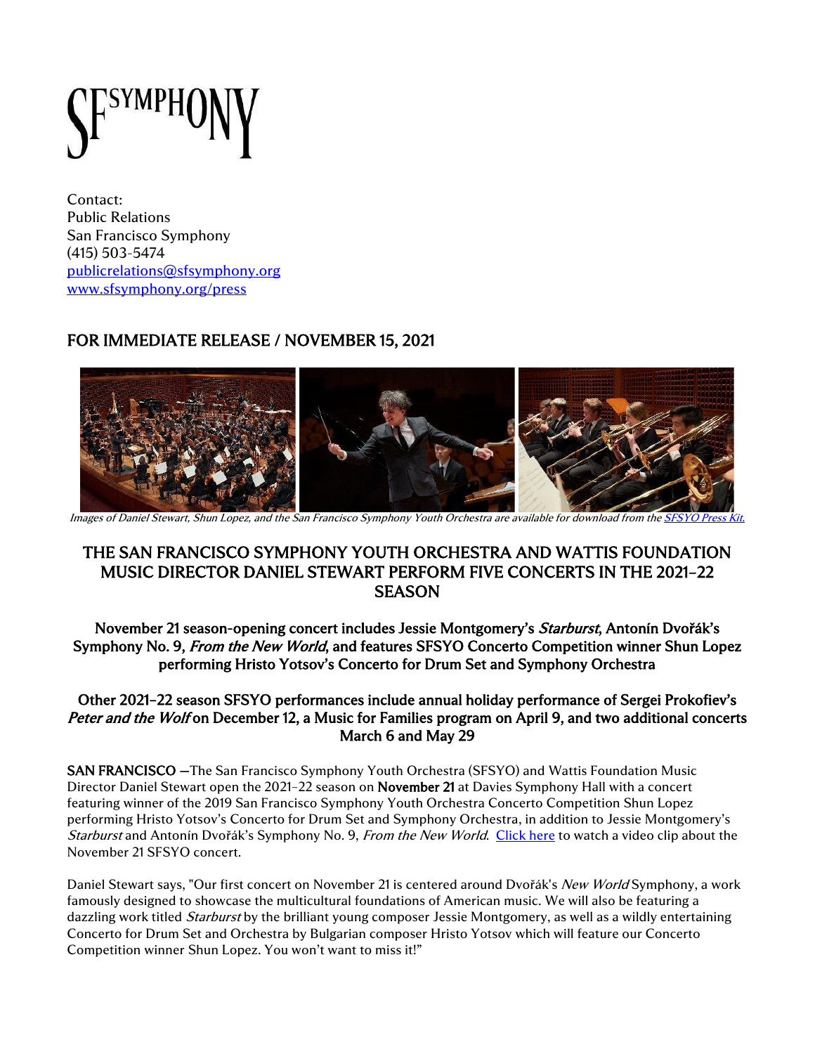SFSYMPHONY

Contact:
Public Relations
San Francisco Symphony
(415) 503-5474
publicrelations@sfsymphony.org
www.sfsymphony.org/press

## FOR IMMEDIATE RELEASE / NOVEMBER 15, 2021

*Images of Daniel Stewart, Shun Lopez, and the San Francisco Symphony Youth Orchestra are available for download from the SFSYO Press Kit.*

# THE SAN FRANCISCO SYMPHONY YOUTH ORCHESTRA AND WATTIS FOUNDATION MUSIC DIRECTOR DANIEL STEWART PERFORM FIVE CONCERTS IN THE 2021–22 SEASON

### November 21 season-opening concert includes Jessie Montgomery's *Starburst*, Antonín Dvořák's Symphony No. 9, *From the New World*, and features SFSYO Concerto Competition winner Shun Lopez performing Hristo Yotsov's Concerto for Drum Set and Symphony Orchestra

### Other 2021–22 season SFSYO performances include annual holiday performance of Sergei Prokofiev's *Peter and the Wolf* on December 12, a Music for Families program on April 9, and two additional concerts March 6 and May 29

**SAN FRANCISCO** —The San Francisco Symphony Youth Orchestra (SFSYO) and Wattis Foundation Music Director Daniel Stewart open the 2021–22 season on **November 21** at Davies Symphony Hall with a concert featuring winner of the 2019 San Francisco Symphony Youth Orchestra Concerto Competition Shun Lopez performing Hristo Yotsov's Concerto for Drum Set and Symphony Orchestra, in addition to Jessie Montgomery's *Starburst* and Antonín Dvořák's Symphony No. 9, *From the New World*. Click here to watch a video clip about the November 21 SFSYO concert.

Daniel Stewart says, "Our first concert on November 21 is centered around Dvořák's *New World* Symphony, a work famously designed to showcase the multicultural foundations of American music. We will also be featuring a dazzling work titled *Starburst* by the brilliant young composer Jessie Montgomery, as well as a wildly entertaining Concerto for Drum Set and Orchestra by Bulgarian composer Hristo Yotsov which will feature our Concerto Competition winner Shun Lopez. You won't want to miss it!"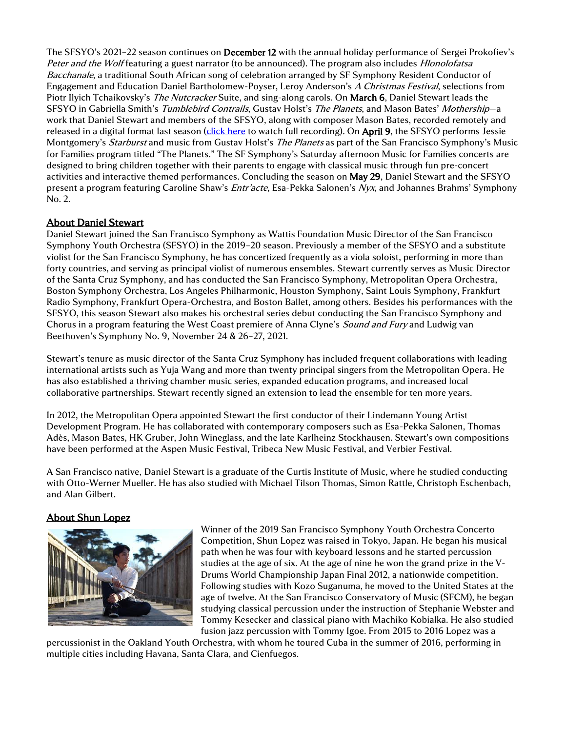The SFSYO's 2021–22 season continues on **December 12** with the annual holiday performance of Sergei Prokofiev's *Peter and the Wolf* featuring a guest narrator (to be announced). The program also includes *Hlonolofatsa Bacchanale*, a traditional South African song of celebration arranged by SF Symphony Resident Conductor of Engagement and Education Daniel Bartholomew-Poyser, Leroy Anderson's *A Christmas Festival*, selections from Piotr Ilyich Tchaikovsky's *The Nutcracker* Suite, and sing-along carols. On **March 6**, Daniel Stewart leads the SFSYO in Gabriella Smith's *Tumblebird Contrails*, Gustav Holst's *The Planets*, and Mason Bates' *Mothership*—a work that Daniel Stewart and members of the SFSYO, along with composer Mason Bates, recorded remotely and released in a digital format last season ([click here]() to watch full recording). On **April 9**, the SFSYO performs Jessie Montgomery's *Starburst* and music from Gustav Holst's *The Planets* as part of the San Francisco Symphony's Music for Families program titled "The Planets." The SF Symphony's Saturday afternoon Music for Families concerts are designed to bring children together with their parents to engage with classical music through fun pre-concert activities and interactive themed performances. Concluding the season on **May 29**, Daniel Stewart and the SFSYO present a program featuring Caroline Shaw's *Entr'acte*, Esa-Pekka Salonen's *Nyx*, and Johannes Brahms' Symphony No. 2.

## About Daniel Stewart

Daniel Stewart joined the San Francisco Symphony as Wattis Foundation Music Director of the San Francisco Symphony Youth Orchestra (SFSYO) in the 2019–20 season. Previously a member of the SFSYO and a substitute violist for the San Francisco Symphony, he has concertized frequently as a viola soloist, performing in more than forty countries, and serving as principal violist of numerous ensembles. Stewart currently serves as Music Director of the Santa Cruz Symphony, and has conducted the San Francisco Symphony, Metropolitan Opera Orchestra, Boston Symphony Orchestra, Los Angeles Philharmonic, Houston Symphony, Saint Louis Symphony, Frankfurt Radio Symphony, Frankfurt Opera-Orchestra, and Boston Ballet, among others. Besides his performances with the SFSYO, this season Stewart also makes his orchestral series debut conducting the San Francisco Symphony and Chorus in a program featuring the West Coast premiere of Anna Clyne's *Sound and Fury* and Ludwig van Beethoven's Symphony No. 9, November 24 & 26–27, 2021.

Stewart's tenure as music director of the Santa Cruz Symphony has included frequent collaborations with leading international artists such as Yuja Wang and more than twenty principal singers from the Metropolitan Opera. He has also established a thriving chamber music series, expanded education programs, and increased local collaborative partnerships. Stewart recently signed an extension to lead the ensemble for ten more years.

In 2012, the Metropolitan Opera appointed Stewart the first conductor of their Lindemann Young Artist Development Program. He has collaborated with contemporary composers such as Esa-Pekka Salonen, Thomas Adès, Mason Bates, HK Gruber, John Wineglass, and the late Karlheinz Stockhausen. Stewart's own compositions have been performed at the Aspen Music Festival, Tribeca New Music Festival, and Verbier Festival.

A San Francisco native, Daniel Stewart is a graduate of the Curtis Institute of Music, where he studied conducting with Otto-Werner Mueller. He has also studied with Michael Tilson Thomas, Simon Rattle, Christoph Eschenbach, and Alan Gilbert.

## About Shun Lopez

Winner of the 2019 San Francisco Symphony Youth Orchestra Concerto Competition, Shun Lopez was raised in Tokyo, Japan. He began his musical path when he was four with keyboard lessons and he started percussion studies at the age of six. At the age of nine he won the grand prize in the V-Drums World Championship Japan Final 2012, a nationwide competition. Following studies with Kozo Suganuma, he moved to the United States at the age of twelve. At the San Francisco Conservatory of Music (SFCM), he began studying classical percussion under the instruction of Stephanie Webster and Tommy Kesecker and classical piano with Machiko Kobialka. He also studied fusion jazz percussion with Tommy Igoe. From 2015 to 2016 Lopez was a percussionist in the Oakland Youth Orchestra, with whom he toured Cuba in the summer of 2016, performing in multiple cities including Havana, Santa Clara, and Cienfuegos.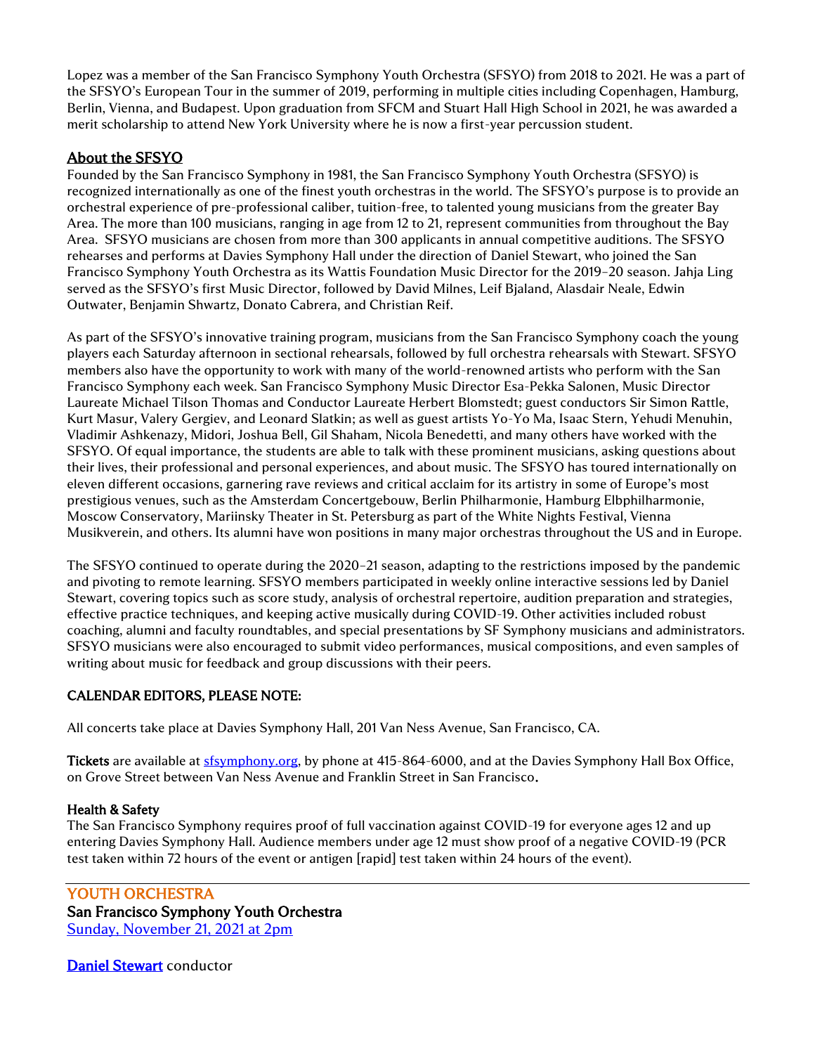Lopez was a member of the San Francisco Symphony Youth Orchestra (SFSYO) from 2018 to 2021. He was a part of the SFSYO's European Tour in the summer of 2019, performing in multiple cities including Copenhagen, Hamburg, Berlin, Vienna, and Budapest. Upon graduation from SFCM and Stuart Hall High School in 2021, he was awarded a merit scholarship to attend New York University where he is now a first-year percussion student.

## About the SFSYO

Founded by the San Francisco Symphony in 1981, the San Francisco Symphony Youth Orchestra (SFSYO) is recognized internationally as one of the finest youth orchestras in the world. The SFSYO's purpose is to provide an orchestral experience of pre-professional caliber, tuition-free, to talented young musicians from the greater Bay Area. The more than 100 musicians, ranging in age from 12 to 21, represent communities from throughout the Bay Area. SFSYO musicians are chosen from more than 300 applicants in annual competitive auditions. The SFSYO rehearses and performs at Davies Symphony Hall under the direction of Daniel Stewart, who joined the San Francisco Symphony Youth Orchestra as its Wattis Foundation Music Director for the 2019–20 season. Jahja Ling served as the SFSYO's first Music Director, followed by David Milnes, Leif Bjaland, Alasdair Neale, Edwin Outwater, Benjamin Shwartz, Donato Cabrera, and Christian Reif.

As part of the SFSYO's innovative training program, musicians from the San Francisco Symphony coach the young players each Saturday afternoon in sectional rehearsals, followed by full orchestra rehearsals with Stewart. SFSYO members also have the opportunity to work with many of the world-renowned artists who perform with the San Francisco Symphony each week. San Francisco Symphony Music Director Esa-Pekka Salonen, Music Director Laureate Michael Tilson Thomas and Conductor Laureate Herbert Blomstedt; guest conductors Sir Simon Rattle, Kurt Masur, Valery Gergiev, and Leonard Slatkin; as well as guest artists Yo-Yo Ma, Isaac Stern, Yehudi Menuhin, Vladimir Ashkenazy, Midori, Joshua Bell, Gil Shaham, Nicola Benedetti, and many others have worked with the SFSYO. Of equal importance, the students are able to talk with these prominent musicians, asking questions about their lives, their professional and personal experiences, and about music. The SFSYO has toured internationally on eleven different occasions, garnering rave reviews and critical acclaim for its artistry in some of Europe's most prestigious venues, such as the Amsterdam Concertgebouw, Berlin Philharmonie, Hamburg Elbphilharmonie, Moscow Conservatory, Mariinsky Theater in St. Petersburg as part of the White Nights Festival, Vienna Musikverein, and others. Its alumni have won positions in many major orchestras throughout the US and in Europe.

The SFSYO continued to operate during the 2020–21 season, adapting to the restrictions imposed by the pandemic and pivoting to remote learning. SFSYO members participated in weekly online interactive sessions led by Daniel Stewart, covering topics such as score study, analysis of orchestral repertoire, audition preparation and strategies, effective practice techniques, and keeping active musically during COVID-19. Other activities included robust coaching, alumni and faculty roundtables, and special presentations by SF Symphony musicians and administrators. SFSYO musicians were also encouraged to submit video performances, musical compositions, and even samples of writing about music for feedback and group discussions with their peers.

### CALENDAR EDITORS, PLEASE NOTE:

All concerts take place at Davies Symphony Hall, 201 Van Ness Avenue, San Francisco, CA.

**Tickets** are available at sfsymphony.org, by phone at 415-864-6000, and at the Davies Symphony Hall Box Office, on Grove Street between Van Ness Avenue and Franklin Street in San Francisco.

**Health & Safety**
The San Francisco Symphony requires proof of full vaccination against COVID-19 for everyone ages 12 and up entering Davies Symphony Hall. Audience members under age 12 must show proof of a negative COVID-19 (PCR test taken within 72 hours of the event or antigen [rapid] test taken within 24 hours of the event).

---

### YOUTH ORCHESTRA

**San Francisco Symphony Youth Orchestra**
Sunday, November 21, 2021 at 2pm

Daniel Stewart conductor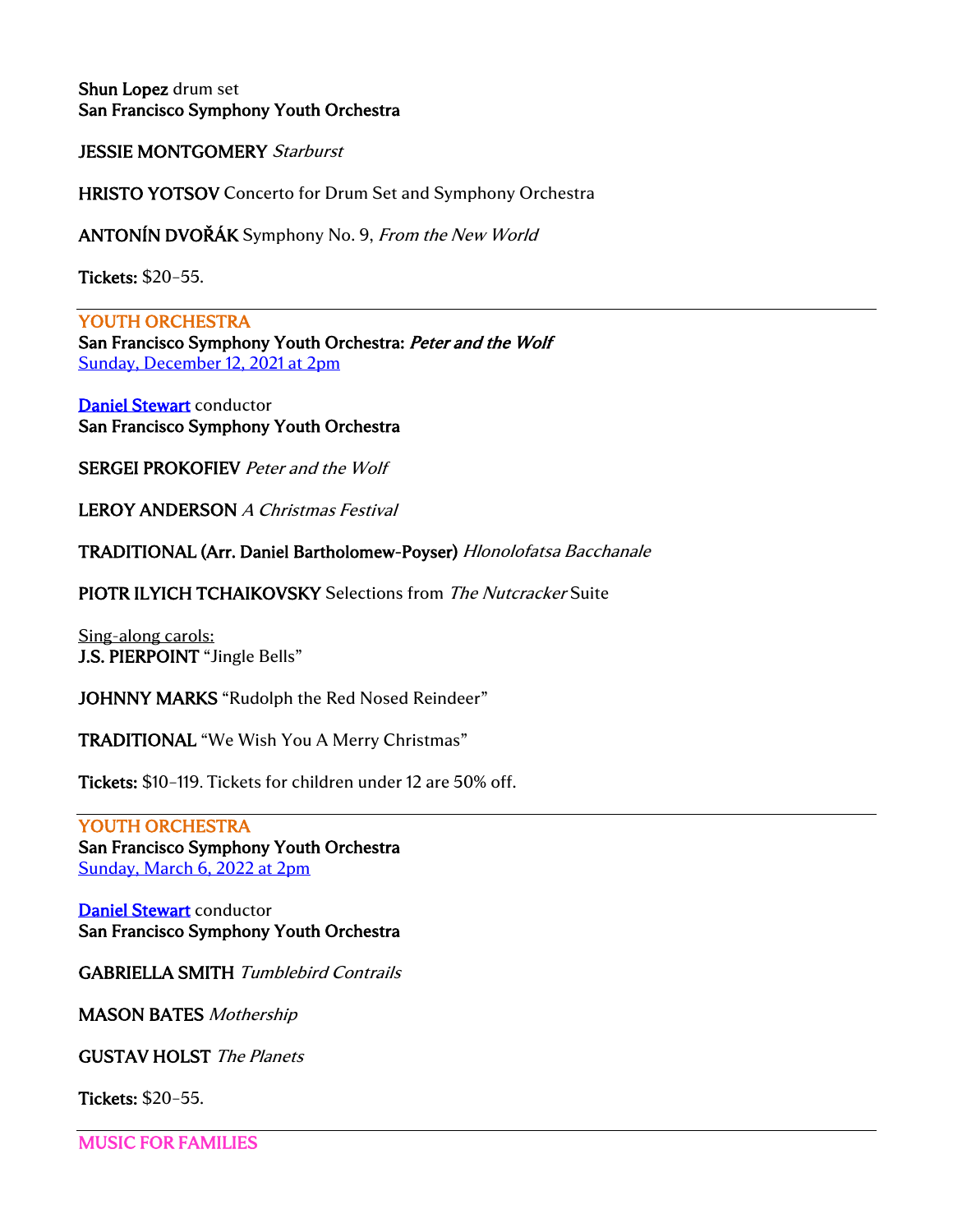**Shun Lopez** drum set
**San Francisco Symphony Youth Orchestra**

**JESSIE MONTGOMERY** *Starburst*

**HRISTO YOTSOV** Concerto for Drum Set and Symphony Orchestra

**ANTONÍN DVOŘÁK** Symphony No. 9, *From the New World*

**Tickets:** $20–55.

---

**YOUTH ORCHESTRA**
**San Francisco Symphony Youth Orchestra: *Peter and the Wolf***
Sunday, December 12, 2021 at 2pm

**Daniel Stewart** conductor
**San Francisco Symphony Youth Orchestra**

**SERGEI PROKOFIEV** *Peter and the Wolf*

**LEROY ANDERSON** *A Christmas Festival*

**TRADITIONAL (Arr. Daniel Bartholomew-Poyser)** *Hlonolofatsa Bacchanale*

**PIOTR ILYICH TCHAIKOVSKY** Selections from *The Nutcracker* Suite

Sing-along carols:
**J.S. PIERPOINT** "Jingle Bells"

**JOHNNY MARKS** "Rudolph the Red Nosed Reindeer"

**TRADITIONAL** "We Wish You A Merry Christmas"

**Tickets:** $10–119. Tickets for children under 12 are 50% off.

---

**YOUTH ORCHESTRA**
**San Francisco Symphony Youth Orchestra**
Sunday, March 6, 2022 at 2pm

**Daniel Stewart** conductor
**San Francisco Symphony Youth Orchestra**

**GABRIELLA SMITH** *Tumblebird Contrails*

**MASON BATES** *Mothership*

**GUSTAV HOLST** *The Planets*

**Tickets:** $20–55.

---

**MUSIC FOR FAMILIES**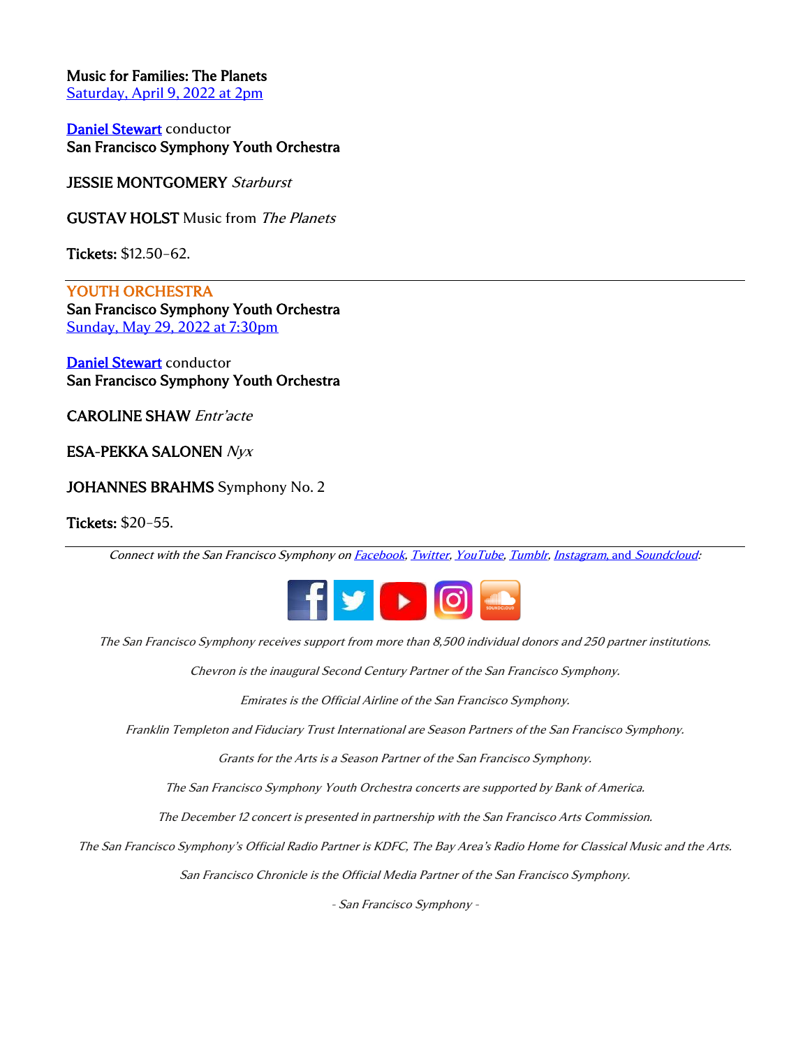**Music for Families: The Planets**
[Saturday, April 9, 2022 at 2pm]()

[**Daniel Stewart**]() conductor
**San Francisco Symphony Youth Orchestra**

**JESSIE MONTGOMERY** *Starburst*

**GUSTAV HOLST** Music from *The Planets*

**Tickets:** $12.50–62.

---

YOUTH ORCHESTRA
**San Francisco Symphony Youth Orchestra**
[Sunday, May 29, 2022 at 7:30pm]()

[**Daniel Stewart**]() conductor
**San Francisco Symphony Youth Orchestra**

**CAROLINE SHAW** *Entr'acte*

**ESA-PEKKA SALONEN** *Nyx*

**JOHANNES BRAHMS** Symphony No. 2

**Tickets:** $20–55.

---

*Connect with the San Francisco Symphony on [Facebook](), [Twitter](), [YouTube](), [Tumblr](), [Instagram](), and [Soundcloud]():*

*The San Francisco Symphony receives support from more than 8,500 individual donors and 250 partner institutions.*

*Chevron is the inaugural Second Century Partner of the San Francisco Symphony.*

*Emirates is the Official Airline of the San Francisco Symphony.*

*Franklin Templeton and Fiduciary Trust International are Season Partners of the San Francisco Symphony.*

*Grants for the Arts is a Season Partner of the San Francisco Symphony.*

*The San Francisco Symphony Youth Orchestra concerts are supported by Bank of America.*

*The December 12 concert is presented in partnership with the San Francisco Arts Commission.*

*The San Francisco Symphony's Official Radio Partner is KDFC, The Bay Area's Radio Home for Classical Music and the Arts.*

*San Francisco Chronicle is the Official Media Partner of the San Francisco Symphony.*

*- San Francisco Symphony -*